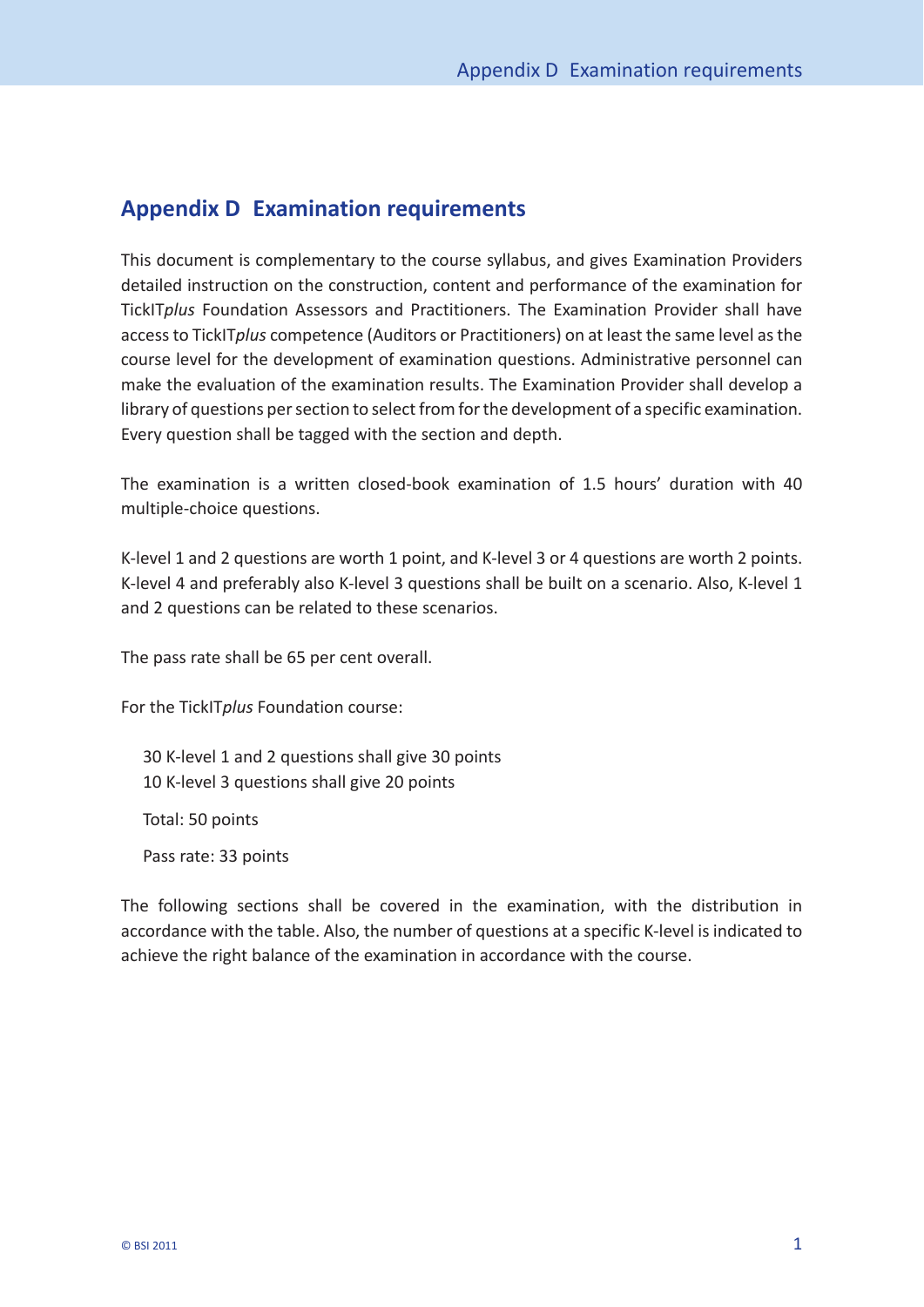# Appendix D Examination requirements

This document is complementary to the course syllabus, and gives Examination Providers detailed instruction on the construction, content and performance of the examination for TickIT*plus* Foundation Assessors and Practitioners. The Examination Provider shall have access to TickIT*plus* competence (Auditors or Practitioners) on at least the same level as the course level for the development of examination questions. Administrative personnel can make the evaluation of the examination results. The Examination Provider shall develop a library of questions per section to select from for the development of a specific examination. Every question shall be tagged with the section and depth.

The examination is a written closed-book examination of 1.5 hours' duration with 40 multiple-choice questions.

K-level 1 and 2 questions are worth 1 point, and K-level 3 or 4 questions are worth 2 points. K-level 4 and preferably also K-level 3 questions shall be built on a scenario. Also, K-level 1 and 2 questions can be related to these scenarios.

The pass rate shall be 65 per cent overall.

For the TickIT*plus* Foundation course:

30 K-level 1 and 2 questions shall give 30 points
10 K-level 3 questions shall give 20 points

Total: 50 points

Pass rate: 33 points

The following sections shall be covered in the examination, with the distribution in accordance with the table. Also, the number of questions at a specific K-level is indicated to achieve the right balance of the examination in accordance with the course.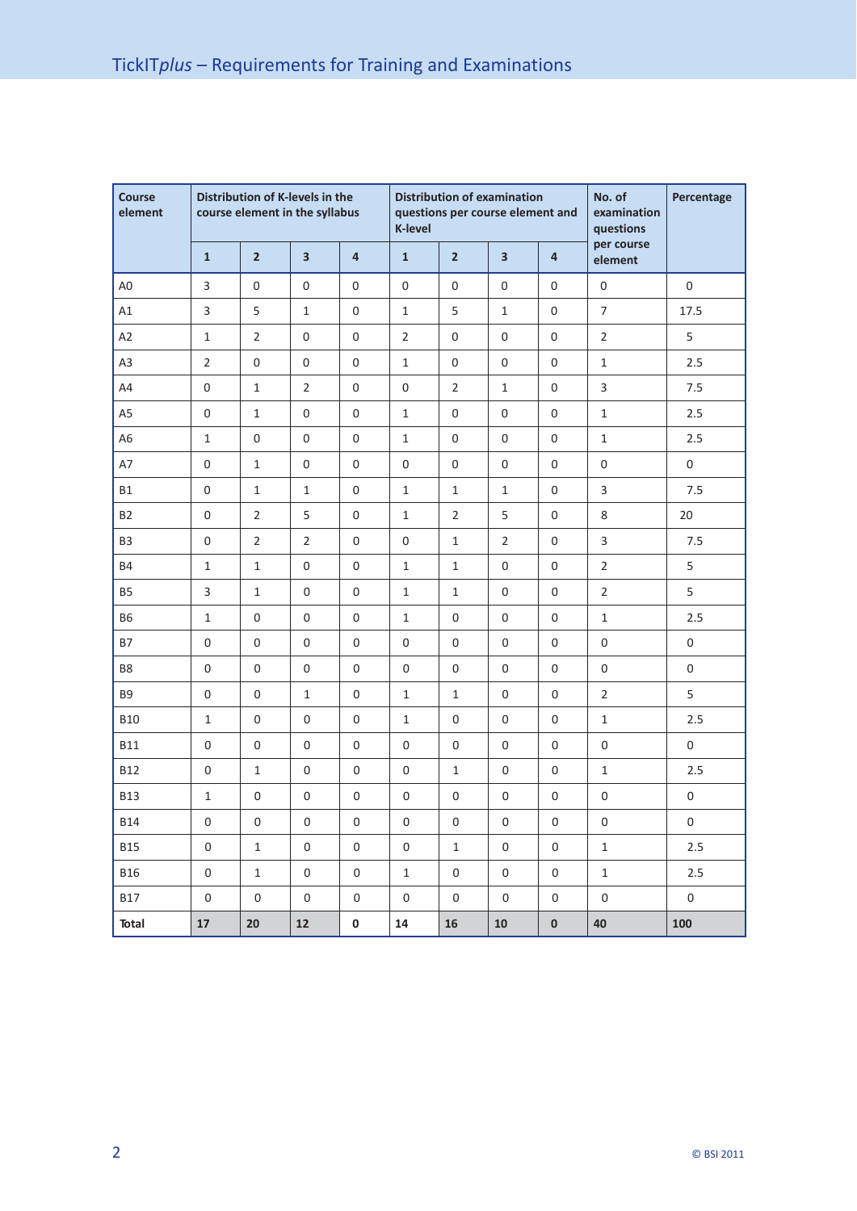| Course element | Distribution of K-levels in the course element in the syllabus | | | | Distribution of examination questions per course element and K-level | | | | No. of examination questions per course element | Percentage |
|---|---|---|---|---|---|---|---|---|---|---|
| | 1 | 2 | 3 | 4 | 1 | 2 | 3 | 4 | | |
| A0 | 3 | 0 | 0 | 0 | 0 | 0 | 0 | 0 | 0 | 0 |
| A1 | 3 | 5 | 1 | 0 | 1 | 5 | 1 | 0 | 7 | 17.5 |
| A2 | 1 | 2 | 0 | 0 | 2 | 0 | 0 | 0 | 2 | 5 |
| A3 | 2 | 0 | 0 | 0 | 1 | 0 | 0 | 0 | 1 | 2.5 |
| A4 | 0 | 1 | 2 | 0 | 0 | 2 | 1 | 0 | 3 | 7.5 |
| A5 | 0 | 1 | 0 | 0 | 1 | 0 | 0 | 0 | 1 | 2.5 |
| A6 | 1 | 0 | 0 | 0 | 1 | 0 | 0 | 0 | 1 | 2.5 |
| A7 | 0 | 1 | 0 | 0 | 0 | 0 | 0 | 0 | 0 | 0 |
| B1 | 0 | 1 | 1 | 0 | 1 | 1 | 1 | 0 | 3 | 7.5 |
| B2 | 0 | 2 | 5 | 0 | 1 | 2 | 5 | 0 | 8 | 20 |
| B3 | 0 | 2 | 2 | 0 | 0 | 1 | 2 | 0 | 3 | 7.5 |
| B4 | 1 | 1 | 0 | 0 | 1 | 1 | 0 | 0 | 2 | 5 |
| B5 | 3 | 1 | 0 | 0 | 1 | 1 | 0 | 0 | 2 | 5 |
| B6 | 1 | 0 | 0 | 0 | 1 | 0 | 0 | 0 | 1 | 2.5 |
| B7 | 0 | 0 | 0 | 0 | 0 | 0 | 0 | 0 | 0 | 0 |
| B8 | 0 | 0 | 0 | 0 | 0 | 0 | 0 | 0 | 0 | 0 |
| B9 | 0 | 0 | 1 | 0 | 1 | 1 | 0 | 0 | 2 | 5 |
| B10 | 1 | 0 | 0 | 0 | 1 | 0 | 0 | 0 | 1 | 2.5 |
| B11 | 0 | 0 | 0 | 0 | 0 | 0 | 0 | 0 | 0 | 0 |
| B12 | 0 | 1 | 0 | 0 | 0 | 1 | 0 | 0 | 1 | 2.5 |
| B13 | 1 | 0 | 0 | 0 | 0 | 0 | 0 | 0 | 0 | 0 |
| B14 | 0 | 0 | 0 | 0 | 0 | 0 | 0 | 0 | 0 | 0 |
| B15 | 0 | 1 | 0 | 0 | 0 | 1 | 0 | 0 | 1 | 2.5 |
| B16 | 0 | 1 | 0 | 0 | 1 | 0 | 0 | 0 | 1 | 2.5 |
| B17 | 0 | 0 | 0 | 0 | 0 | 0 | 0 | 0 | 0 | 0 |
| **Total** | **17** | **20** | **12** | **0** | **14** | **16** | **10** | **0** | **40** | **100** |